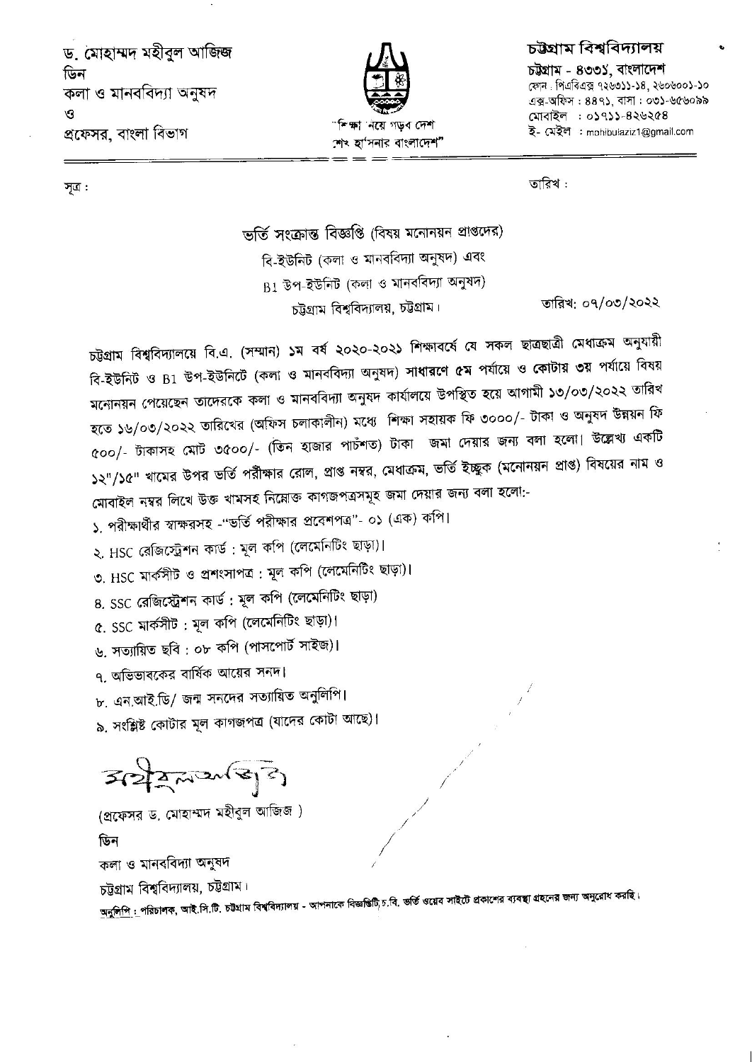ড. মোহাম্মদ মহীবুল আজিজ
ডিন
কলা ও মানববিদ্যা অনুষদ
ও
প্রফেসর, বাংলা বিভাগ

"শিক্ষা নিয়ে গড়ব দেশ
শেখ হাসিনার বাংলাদেশ"

**চট্টগ্রাম বিশ্ববিদ্যালয়**
চট্টগ্রাম - ৪৩৩১, বাংলাদেশ
ফোন : পিএবিএক্স ৭২৬৩১১-১৪, ২৬০৬০০১-১০
এক্স-অফিস : ৪৪৭১, বাসা : ০৩১-৬৫৬০৯৯
মোবাইল : ০১৭১১-৪২৬২৫৪
ই- মেইল : mohibulaziz1@gmail.com

সূত্র : তারিখ :

ভর্তি সংক্রান্ত বিজ্ঞপ্তি (বিষয় মনোনয়ন প্রাপ্তদের)
বি-ইউনিট (কলা ও মানববিদ্যা অনুষদ) এবং
B1 উপ-ইউনিট (কলা ও মানববিদ্যা অনুষদ)
চট্টগ্রাম বিশ্ববিদ্যালয়, চট্টগ্রাম।

তারিখ: ০৭/০৩/২০২২

চট্টগ্রাম বিশ্ববিদ্যালয়ে বি.এ. (সম্মান) ১ম বর্ষ ২০২০-২০২১ শিক্ষাবর্ষে যে সকল ছাত্রছাত্রী মেধাক্রম অনুযায়ী বি-ইউনিট ও B1 উপ-ইউনিটে (কলা ও মানববিদ্যা অনুষদ) সাধারণে **৫ম** পর্যায়ে ও কোটায় **৩য়** পর্যায়ে বিষয় মনোনয়ন পেয়েছেন তাদেরকে কলা ও মানববিদ্যা অনুষদ কার্যালয়ে উপস্থিত হয়ে আগামী ১৩/০৩/২০২২ তারিখ হতে ১৬/০৩/২০২২ তারিখের (অফিস চলাকালীন) মধ্যে শিক্ষা সহায়ক ফি ৩০০০/- টাকা ও অনুষদ উন্নয়ন ফি ৫০০/- টাকাসহ মোট ৩৫০০/- (তিন হাজার পাচঁশত) টাকা জমা দেয়ার জন্য বলা হলো। উল্লেখ্য একটি ১২"/১৫" খামের উপর ভর্তি পরীক্ষার রোল, প্রাপ্ত নম্বর, মেধাক্রম, ভর্তি ইচ্ছুক (মনোনয়ন প্রাপ্ত) বিষয়ের নাম ও মোবাইল নম্বর লিখে উক্ত খামসহ নিম্নোক্ত কাগজপত্রসমূহ জমা দেয়ার জন্য বলা হলো:-

১. পরীক্ষার্থীর স্বাক্ষরসহ -"ভর্তি পরীক্ষার প্রবেশপত্র"- ০১ (এক) কপি।
২. HSC রেজিস্ট্রেশন কার্ড : মূল কপি (লেমেনিটিং ছাড়া)।
৩. HSC মার্কসীট ও প্রশংসাপত্র : মূল কপি (লেমেনিটিং ছাড়া)।
৪. SSC রেজিস্ট্রেশন কার্ড : মূল কপি (লেমেনিটিং ছাড়া)
৫. SSC মার্কসীট : মূল কপি (লেমেনিটিং ছাড়া)।
৬. সত্যায়িত ছবি : ০৮ কপি (পাসপোর্ট সাইজ)।
৭. অভিভাবকের বার্ষিক আয়ের সনদ।
৮. এন.আই.ডি/ জন্ম সনদের সত্যায়িত অনুলিপি।
৯. সংশ্লিষ্ট কোটার মূল কাগজপত্র (যাদের কোটা আছে)।

(প্রফেসর ড. মোহাম্মদ মহীবুল আজিজ )
ডিন
কলা ও মানববিদ্যা অনুষদ
চট্টগ্রাম বিশ্ববিদ্যালয়, চট্টগ্রাম।

অনুলিপি : পরিচালক, আই.সি.টি. চট্টগ্রাম বিশ্ববিদ্যালয় - আপনাকে বিজ্ঞপ্তিটি চ.বি. ভর্তি ওয়েব সাইটে প্রকাশের ব্যবস্থা গ্রহনের জন্য অনুরোধ করছি।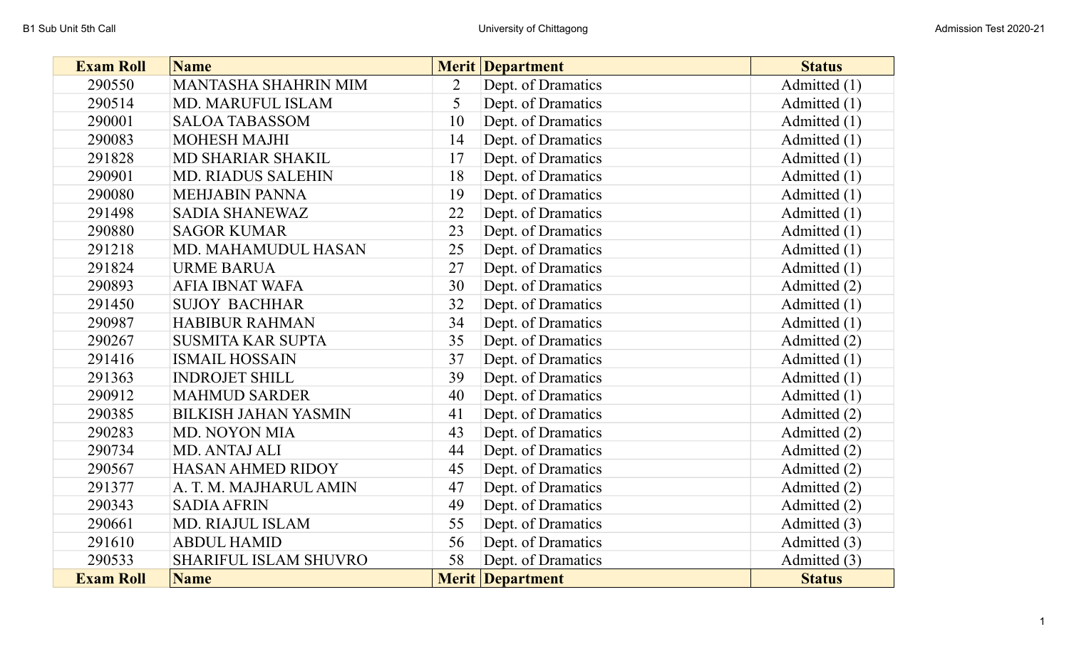| Exam Roll | Name | Merit | Department | Status |
|---|---|---|---|---|
| 290550 | MANTASHA SHAHRIN MIM | 2 | Dept. of Dramatics | Admitted (1) |
| 290514 | MD. MARUFUL ISLAM | 5 | Dept. of Dramatics | Admitted (1) |
| 290001 | SALOA TABASSOM | 10 | Dept. of Dramatics | Admitted (1) |
| 290083 | MOHESH MAJHI | 14 | Dept. of Dramatics | Admitted (1) |
| 291828 | MD SHARIAR SHAKIL | 17 | Dept. of Dramatics | Admitted (1) |
| 290901 | MD. RIADUS SALEHIN | 18 | Dept. of Dramatics | Admitted (1) |
| 290080 | MEHJABIN PANNA | 19 | Dept. of Dramatics | Admitted (1) |
| 291498 | SADIA SHANEWAZ | 22 | Dept. of Dramatics | Admitted (1) |
| 290880 | SAGOR KUMAR | 23 | Dept. of Dramatics | Admitted (1) |
| 291218 | MD. MAHAMUDUL HASAN | 25 | Dept. of Dramatics | Admitted (1) |
| 291824 | URME BARUA | 27 | Dept. of Dramatics | Admitted (1) |
| 290893 | AFIA IBNAT WAFA | 30 | Dept. of Dramatics | Admitted (2) |
| 291450 | SUJOY BACHHAR | 32 | Dept. of Dramatics | Admitted (1) |
| 290987 | HABIBUR RAHMAN | 34 | Dept. of Dramatics | Admitted (1) |
| 290267 | SUSMITA KAR SUPTA | 35 | Dept. of Dramatics | Admitted (2) |
| 291416 | ISMAIL HOSSAIN | 37 | Dept. of Dramatics | Admitted (1) |
| 291363 | INDROJET SHILL | 39 | Dept. of Dramatics | Admitted (1) |
| 290912 | MAHMUD SARDER | 40 | Dept. of Dramatics | Admitted (1) |
| 290385 | BILKISH JAHAN YASMIN | 41 | Dept. of Dramatics | Admitted (2) |
| 290283 | MD. NOYON MIA | 43 | Dept. of Dramatics | Admitted (2) |
| 290734 | MD. ANTAJ ALI | 44 | Dept. of Dramatics | Admitted (2) |
| 290567 | HASAN AHMED RIDOY | 45 | Dept. of Dramatics | Admitted (2) |
| 291377 | A. T. M. MAJHARUL AMIN | 47 | Dept. of Dramatics | Admitted (2) |
| 290343 | SADIA AFRIN | 49 | Dept. of Dramatics | Admitted (2) |
| 290661 | MD. RIAJUL ISLAM | 55 | Dept. of Dramatics | Admitted (3) |
| 291610 | ABDUL HAMID | 56 | Dept. of Dramatics | Admitted (3) |
| 290533 | SHARIFUL ISLAM SHUVRO | 58 | Dept. of Dramatics | Admitted (3) |
| **Exam Roll** | **Name** | **Merit** | **Department** | **Status** |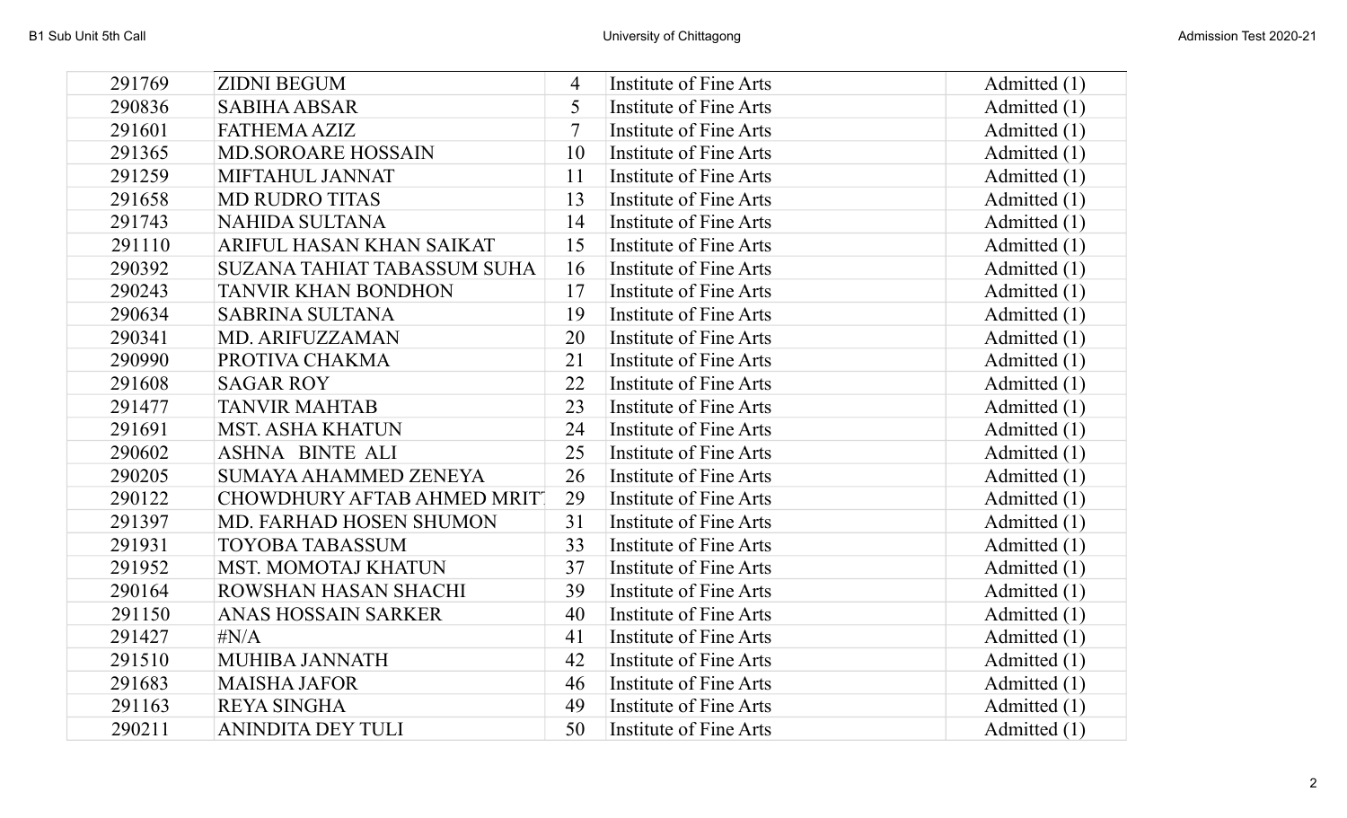| | | | | |
|---|---|---|---|---|
| 291769 | ZIDNI BEGUM | 4 | Institute of Fine Arts | Admitted (1) |
| 290836 | SABIHA ABSAR | 5 | Institute of Fine Arts | Admitted (1) |
| 291601 | FATHEMA AZIZ | 7 | Institute of Fine Arts | Admitted (1) |
| 291365 | MD.SOROARE HOSSAIN | 10 | Institute of Fine Arts | Admitted (1) |
| 291259 | MIFTAHUL JANNAT | 11 | Institute of Fine Arts | Admitted (1) |
| 291658 | MD RUDRO TITAS | 13 | Institute of Fine Arts | Admitted (1) |
| 291743 | NAHIDA SULTANA | 14 | Institute of Fine Arts | Admitted (1) |
| 291110 | ARIFUL HASAN KHAN SAIKAT | 15 | Institute of Fine Arts | Admitted (1) |
| 290392 | SUZANA TAHIAT TABASSUM SUHA | 16 | Institute of Fine Arts | Admitted (1) |
| 290243 | TANVIR KHAN BONDHON | 17 | Institute of Fine Arts | Admitted (1) |
| 290634 | SABRINA SULTANA | 19 | Institute of Fine Arts | Admitted (1) |
| 290341 | MD. ARIFUZZAMAN | 20 | Institute of Fine Arts | Admitted (1) |
| 290990 | PROTIVA CHAKMA | 21 | Institute of Fine Arts | Admitted (1) |
| 291608 | SAGAR ROY | 22 | Institute of Fine Arts | Admitted (1) |
| 291477 | TANVIR MAHTAB | 23 | Institute of Fine Arts | Admitted (1) |
| 291691 | MST. ASHA KHATUN | 24 | Institute of Fine Arts | Admitted (1) |
| 290602 | ASHNA BINTE ALI | 25 | Institute of Fine Arts | Admitted (1) |
| 290205 | SUMAYA AHAMMED ZENEYA | 26 | Institute of Fine Arts | Admitted (1) |
| 290122 | CHOWDHURY AFTAB AHMED MRIT | 29 | Institute of Fine Arts | Admitted (1) |
| 291397 | MD. FARHAD HOSEN SHUMON | 31 | Institute of Fine Arts | Admitted (1) |
| 291931 | TOYOBA TABASSUM | 33 | Institute of Fine Arts | Admitted (1) |
| 291952 | MST. MOMOTAJ KHATUN | 37 | Institute of Fine Arts | Admitted (1) |
| 290164 | ROWSHAN HASAN SHACHI | 39 | Institute of Fine Arts | Admitted (1) |
| 291150 | ANAS HOSSAIN SARKER | 40 | Institute of Fine Arts | Admitted (1) |
| 291427 | #N/A | 41 | Institute of Fine Arts | Admitted (1) |
| 291510 | MUHIBA JANNATH | 42 | Institute of Fine Arts | Admitted (1) |
| 291683 | MAISHA JAFOR | 46 | Institute of Fine Arts | Admitted (1) |
| 291163 | REYA SINGHA | 49 | Institute of Fine Arts | Admitted (1) |
| 290211 | ANINDITA DEY TULI | 50 | Institute of Fine Arts | Admitted (1) |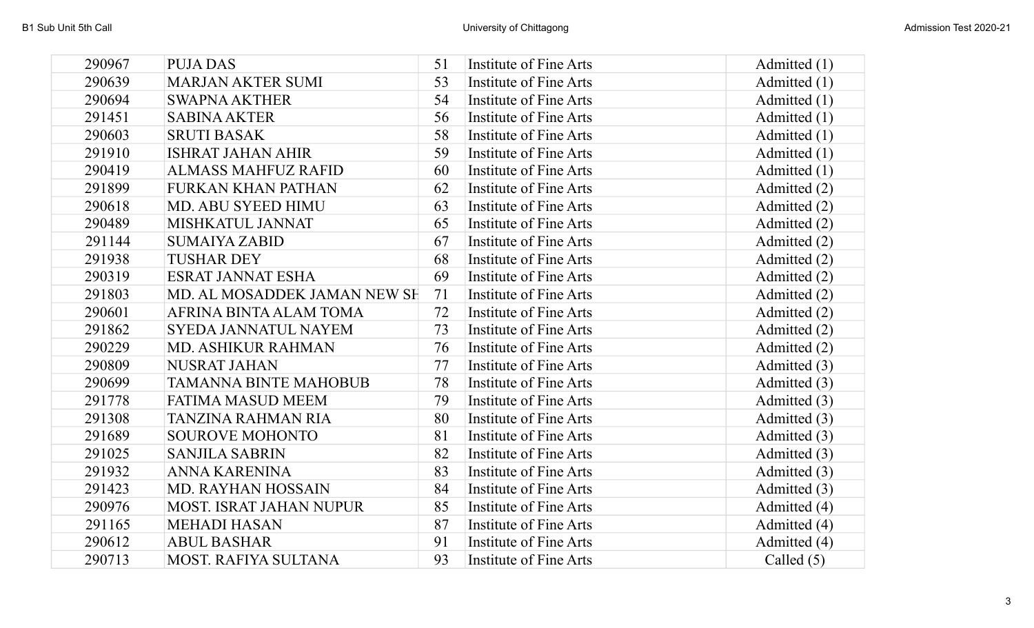| | | | | |
|---|---|---|---|---|
| 290967 | PUJA DAS | 51 | Institute of Fine Arts | Admitted (1) |
| 290639 | MARJAN AKTER SUMI | 53 | Institute of Fine Arts | Admitted (1) |
| 290694 | SWAPNA AKTHER | 54 | Institute of Fine Arts | Admitted (1) |
| 291451 | SABINA AKTER | 56 | Institute of Fine Arts | Admitted (1) |
| 290603 | SRUTI BASAK | 58 | Institute of Fine Arts | Admitted (1) |
| 291910 | ISHRAT JAHAN AHIR | 59 | Institute of Fine Arts | Admitted (1) |
| 290419 | ALMASS MAHFUZ RAFID | 60 | Institute of Fine Arts | Admitted (1) |
| 291899 | FURKAN KHAN PATHAN | 62 | Institute of Fine Arts | Admitted (2) |
| 290618 | MD. ABU SYEED HIMU | 63 | Institute of Fine Arts | Admitted (2) |
| 290489 | MISHKATUL JANNAT | 65 | Institute of Fine Arts | Admitted (2) |
| 291144 | SUMAIYA ZABID | 67 | Institute of Fine Arts | Admitted (2) |
| 291938 | TUSHAR DEY | 68 | Institute of Fine Arts | Admitted (2) |
| 290319 | ESRAT JANNAT ESHA | 69 | Institute of Fine Arts | Admitted (2) |
| 291803 | MD. AL MOSADDEK JAMAN NEW SH | 71 | Institute of Fine Arts | Admitted (2) |
| 290601 | AFRINA BINTA ALAM TOMA | 72 | Institute of Fine Arts | Admitted (2) |
| 291862 | SYEDA JANNATUL NAYEM | 73 | Institute of Fine Arts | Admitted (2) |
| 290229 | MD. ASHIKUR RAHMAN | 76 | Institute of Fine Arts | Admitted (2) |
| 290809 | NUSRAT JAHAN | 77 | Institute of Fine Arts | Admitted (3) |
| 290699 | TAMANNA BINTE MAHOBUB | 78 | Institute of Fine Arts | Admitted (3) |
| 291778 | FATIMA MASUD MEEM | 79 | Institute of Fine Arts | Admitted (3) |
| 291308 | TANZINA RAHMAN RIA | 80 | Institute of Fine Arts | Admitted (3) |
| 291689 | SOUROVE MOHONTO | 81 | Institute of Fine Arts | Admitted (3) |
| 291025 | SANJILA SABRIN | 82 | Institute of Fine Arts | Admitted (3) |
| 291932 | ANNA KARENINA | 83 | Institute of Fine Arts | Admitted (3) |
| 291423 | MD. RAYHAN HOSSAIN | 84 | Institute of Fine Arts | Admitted (3) |
| 290976 | MOST. ISRAT JAHAN NUPUR | 85 | Institute of Fine Arts | Admitted (4) |
| 291165 | MEHADI HASAN | 87 | Institute of Fine Arts | Admitted (4) |
| 290612 | ABUL BASHAR | 91 | Institute of Fine Arts | Admitted (4) |
| 290713 | MOST. RAFIYA SULTANA | 93 | Institute of Fine Arts | Called (5) |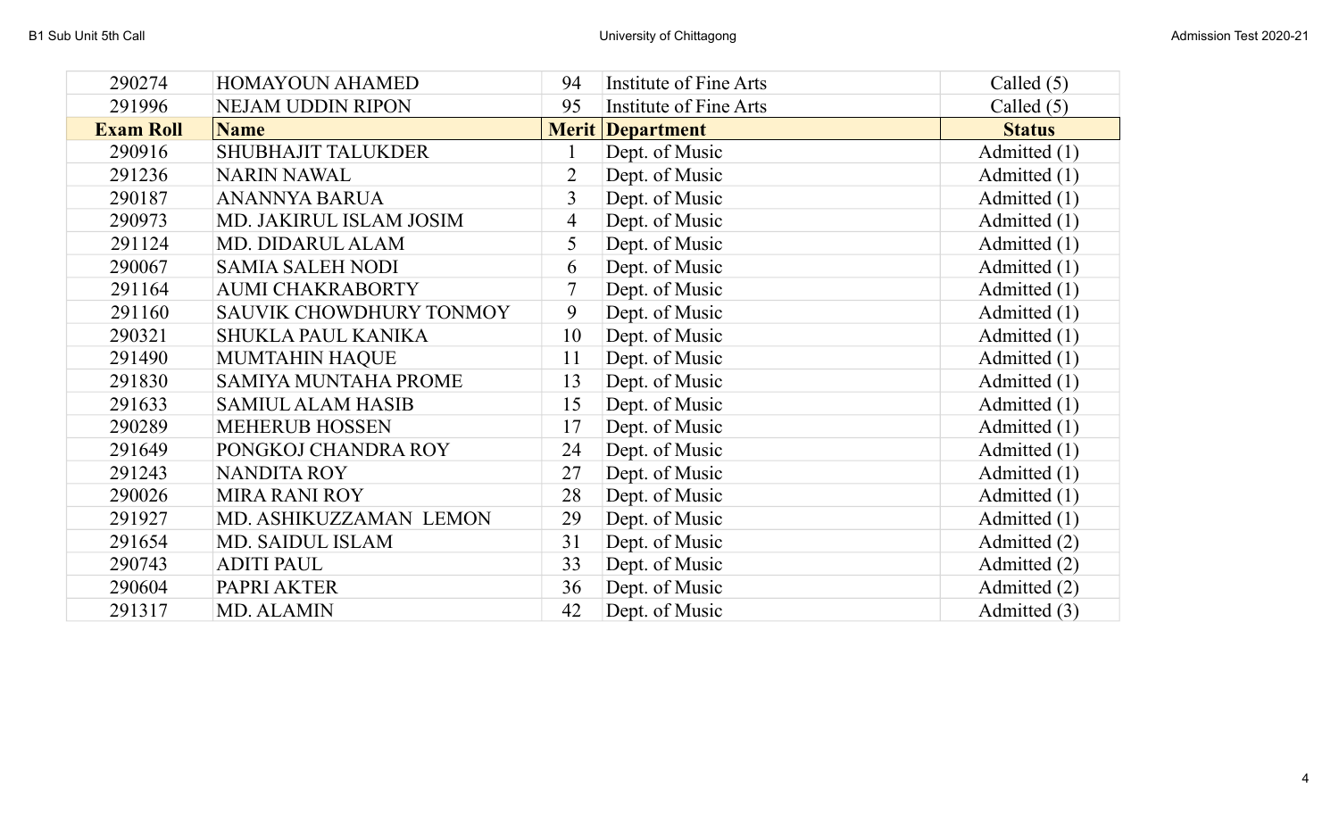| | | | | |
|---|---|---|---|---|
| 290274 | HOMAYOUN AHAMED | 94 | Institute of Fine Arts | Called (5) |
| 291996 | NEJAM UDDIN RIPON | 95 | Institute of Fine Arts | Called (5) |
| **Exam Roll** | **Name** | **Merit** | **Department** | **Status** |
| 290916 | SHUBHAJIT TALUKDER | 1 | Dept. of Music | Admitted (1) |
| 291236 | NARIN NAWAL | 2 | Dept. of Music | Admitted (1) |
| 290187 | ANANNYA BARUA | 3 | Dept. of Music | Admitted (1) |
| 290973 | MD. JAKIRUL ISLAM JOSIM | 4 | Dept. of Music | Admitted (1) |
| 291124 | MD. DIDARUL ALAM | 5 | Dept. of Music | Admitted (1) |
| 290067 | SAMIA SALEH NODI | 6 | Dept. of Music | Admitted (1) |
| 291164 | AUMI CHAKRABORTY | 7 | Dept. of Music | Admitted (1) |
| 291160 | SAUVIK CHOWDHURY TONMOY | 9 | Dept. of Music | Admitted (1) |
| 290321 | SHUKLA PAUL KANIKA | 10 | Dept. of Music | Admitted (1) |
| 291490 | MUMTAHIN HAQUE | 11 | Dept. of Music | Admitted (1) |
| 291830 | SAMIYA MUNTAHA PROME | 13 | Dept. of Music | Admitted (1) |
| 291633 | SAMIUL ALAM HASIB | 15 | Dept. of Music | Admitted (1) |
| 290289 | MEHERUB HOSSEN | 17 | Dept. of Music | Admitted (1) |
| 291649 | PONGKOJ CHANDRA ROY | 24 | Dept. of Music | Admitted (1) |
| 291243 | NANDITA ROY | 27 | Dept. of Music | Admitted (1) |
| 290026 | MIRA RANI ROY | 28 | Dept. of Music | Admitted (1) |
| 291927 | MD. ASHIKUZZAMAN LEMON | 29 | Dept. of Music | Admitted (1) |
| 291654 | MD. SAIDUL ISLAM | 31 | Dept. of Music | Admitted (2) |
| 290743 | ADITI PAUL | 33 | Dept. of Music | Admitted (2) |
| 290604 | PAPRI AKTER | 36 | Dept. of Music | Admitted (2) |
| 291317 | MD. ALAMIN | 42 | Dept. of Music | Admitted (3) |